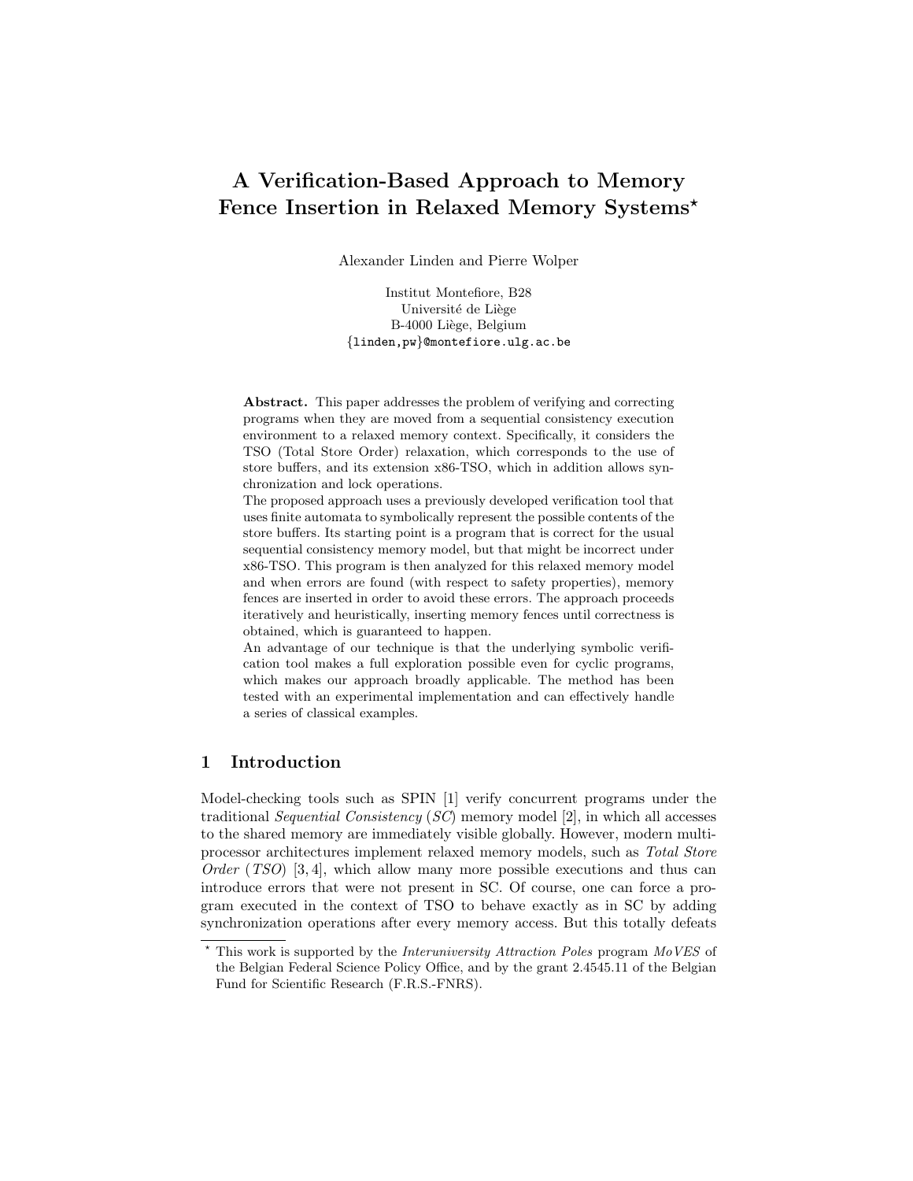# A Verification-Based Approach to Memory Fence Insertion in Relaxed Memory Systems*

Alexander Linden and Pierre Wolper

Institut Montefiore, B28
Université de Liège
B-4000 Liège, Belgium
{linden,pw}@montefiore.ulg.ac.be

**Abstract.** This paper addresses the problem of verifying and correcting programs when they are moved from a sequential consistency execution environment to a relaxed memory context. Specifically, it considers the TSO (Total Store Order) relaxation, which corresponds to the use of store buffers, and its extension x86-TSO, which in addition allows synchronization and lock operations.

The proposed approach uses a previously developed verification tool that uses finite automata to symbolically represent the possible contents of the store buffers. Its starting point is a program that is correct for the usual sequential consistency memory model, but that might be incorrect under x86-TSO. This program is then analyzed for this relaxed memory model and when errors are found (with respect to safety properties), memory fences are inserted in order to avoid these errors. The approach proceeds iteratively and heuristically, inserting memory fences until correctness is obtained, which is guaranteed to happen.

An advantage of our technique is that the underlying symbolic verification tool makes a full exploration possible even for cyclic programs, which makes our approach broadly applicable. The method has been tested with an experimental implementation and can effectively handle a series of classical examples.

## 1 Introduction

Model-checking tools such as SPIN [1] verify concurrent programs under the traditional *Sequential Consistency* (*SC*) memory model [2], in which all accesses to the shared memory are immediately visible globally. However, modern multiprocessor architectures implement relaxed memory models, such as *Total Store Order* (*TSO*) [3, 4], which allow many more possible executions and thus can introduce errors that were not present in SC. Of course, one can force a program executed in the context of TSO to behave exactly as in SC by adding synchronization operations after every memory access. But this totally defeats

---

* This work is supported by the *Interuniversity Attraction Poles* program *MoVES* of the Belgian Federal Science Policy Office, and by the grant 2.4545.11 of the Belgian Fund for Scientific Research (F.R.S.-FNRS).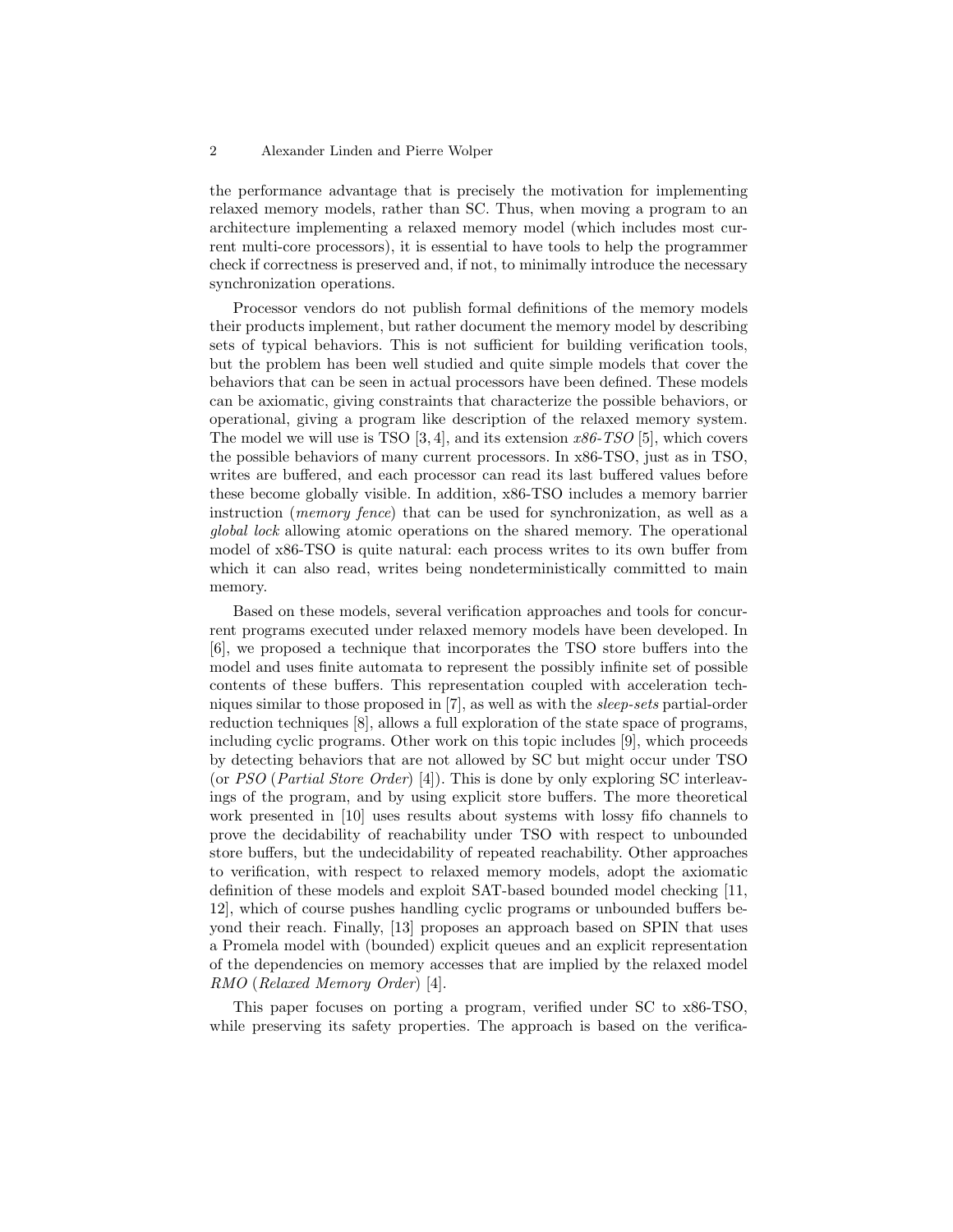the performance advantage that is precisely the motivation for implementing relaxed memory models, rather than SC. Thus, when moving a program to an architecture implementing a relaxed memory model (which includes most current multi-core processors), it is essential to have tools to help the programmer check if correctness is preserved and, if not, to minimally introduce the necessary synchronization operations.

Processor vendors do not publish formal definitions of the memory models their products implement, but rather document the memory model by describing sets of typical behaviors. This is not sufficient for building verification tools, but the problem has been well studied and quite simple models that cover the behaviors that can be seen in actual processors have been defined. These models can be axiomatic, giving constraints that characterize the possible behaviors, or operational, giving a program like description of the relaxed memory system. The model we will use is TSO [3, 4], and its extension *x86-TSO* [5], which covers the possible behaviors of many current processors. In x86-TSO, just as in TSO, writes are buffered, and each processor can read its last buffered values before these become globally visible. In addition, x86-TSO includes a memory barrier instruction (*memory fence*) that can be used for synchronization, as well as a *global lock* allowing atomic operations on the shared memory. The operational model of x86-TSO is quite natural: each process writes to its own buffer from which it can also read, writes being nondeterministically committed to main memory.

Based on these models, several verification approaches and tools for concurrent programs executed under relaxed memory models have been developed. In [6], we proposed a technique that incorporates the TSO store buffers into the model and uses finite automata to represent the possibly infinite set of possible contents of these buffers. This representation coupled with acceleration techniques similar to those proposed in [7], as well as with the *sleep-sets* partial-order reduction techniques [8], allows a full exploration of the state space of programs, including cyclic programs. Other work on this topic includes [9], which proceeds by detecting behaviors that are not allowed by SC but might occur under TSO (or *PSO* (*Partial Store Order*) [4]). This is done by only exploring SC interleavings of the program, and by using explicit store buffers. The more theoretical work presented in [10] uses results about systems with lossy fifo channels to prove the decidability of reachability under TSO with respect to unbounded store buffers, but the undecidability of repeated reachability. Other approaches to verification, with respect to relaxed memory models, adopt the axiomatic definition of these models and exploit SAT-based bounded model checking [11, 12], which of course pushes handling cyclic programs or unbounded buffers beyond their reach. Finally, [13] proposes an approach based on SPIN that uses a Promela model with (bounded) explicit queues and an explicit representation of the dependencies on memory accesses that are implied by the relaxed model *RMO* (*Relaxed Memory Order*) [4].

This paper focuses on porting a program, verified under SC to x86-TSO, while preserving its safety properties. The approach is based on the verifica-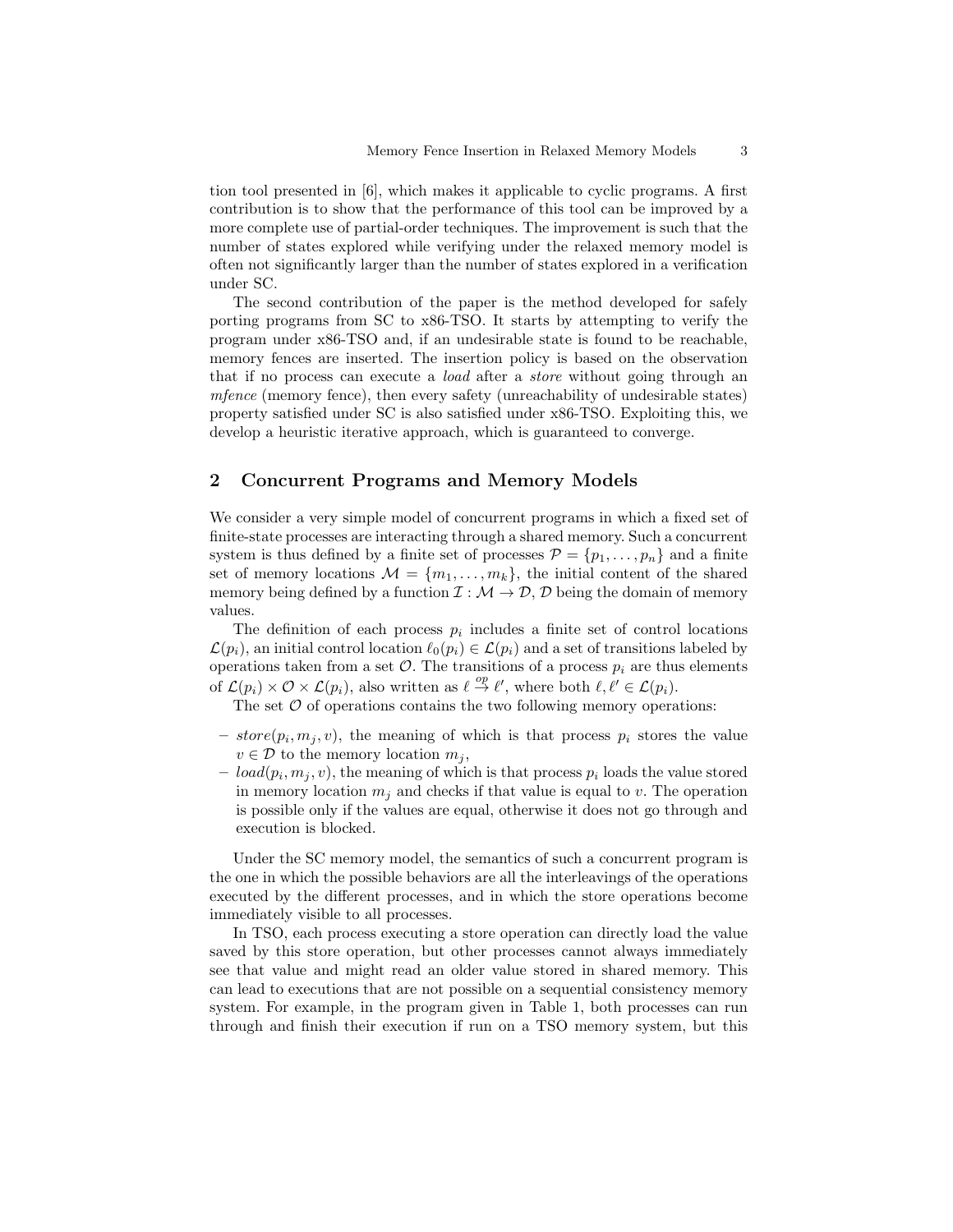tion tool presented in [6], which makes it applicable to cyclic programs. A first contribution is to show that the performance of this tool can be improved by a more complete use of partial-order techniques. The improvement is such that the number of states explored while verifying under the relaxed memory model is often not significantly larger than the number of states explored in a verification under SC.

The second contribution of the paper is the method developed for safely porting programs from SC to x86-TSO. It starts by attempting to verify the program under x86-TSO and, if an undesirable state is found to be reachable, memory fences are inserted. The insertion policy is based on the observation that if no process can execute a *load* after a *store* without going through an *mfence* (memory fence), then every safety (unreachability of undesirable states) property satisfied under SC is also satisfied under x86-TSO. Exploiting this, we develop a heuristic iterative approach, which is guaranteed to converge.

## 2 Concurrent Programs and Memory Models

We consider a very simple model of concurrent programs in which a fixed set of finite-state processes are interacting through a shared memory. Such a concurrent system is thus defined by a finite set of processes $\mathcal{P} = \{p_1, \ldots, p_n\}$ and a finite set of memory locations $\mathcal{M} = \{m_1, \ldots, m_k\}$, the initial content of the shared memory being defined by a function $\mathcal{I} : \mathcal{M} \rightarrow \mathcal{D}$, $\mathcal{D}$ being the domain of memory values.

The definition of each process $p_i$ includes a finite set of control locations $\mathcal{L}(p_i)$, an initial control location $\ell_0(p_i) \in \mathcal{L}(p_i)$ and a set of transitions labeled by operations taken from a set $\mathcal{O}$. The transitions of a process $p_i$ are thus elements of $\mathcal{L}(p_i) \times \mathcal{O} \times \mathcal{L}(p_i)$, also written as $\ell \xrightarrow{op} \ell'$, where both $\ell, \ell' \in \mathcal{L}(p_i)$.

The set $\mathcal{O}$ of operations contains the two following memory operations:

- $store(p_i, m_j, v)$, the meaning of which is that process $p_i$ stores the value $v \in \mathcal{D}$ to the memory location $m_j$,
- $load(p_i, m_j, v)$, the meaning of which is that process $p_i$ loads the value stored in memory location $m_j$ and checks if that value is equal to $v$. The operation is possible only if the values are equal, otherwise it does not go through and execution is blocked.

Under the SC memory model, the semantics of such a concurrent program is the one in which the possible behaviors are all the interleavings of the operations executed by the different processes, and in which the store operations become immediately visible to all processes.

In TSO, each process executing a store operation can directly load the value saved by this store operation, but other processes cannot always immediately see that value and might read an older value stored in shared memory. This can lead to executions that are not possible on a sequential consistency memory system. For example, in the program given in Table 1, both processes can run through and finish their execution if run on a TSO memory system, but this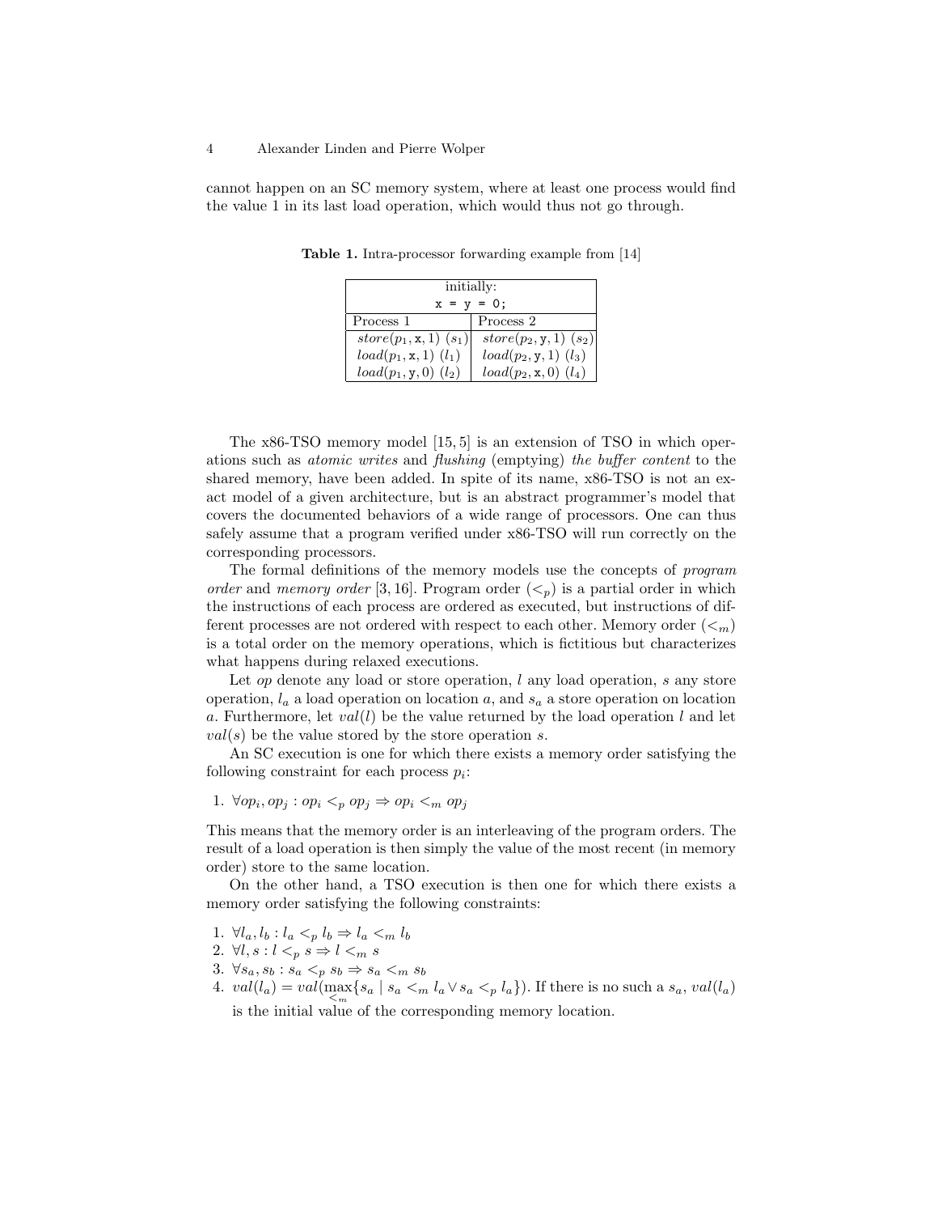cannot happen on an SC memory system, where at least one process would find the value 1 in its last load operation, which would thus not go through.

**Table 1.** Intra-processor forwarding example from [14]

| initially: `x = y = 0;` | |
|---|---|
| Process 1 | Process 2 |
| $store(p_1, \mathtt{x}, 1)$ $(s_1)$ | $store(p_2, \mathtt{y}, 1)$ $(s_2)$ |
| $load(p_1, \mathtt{x}, 1)$ $(l_1)$ | $load(p_2, \mathtt{y}, 1)$ $(l_3)$ |
| $load(p_1, \mathtt{y}, 0)$ $(l_2)$ | $load(p_2, \mathtt{x}, 0)$ $(l_4)$ |

The x86-TSO memory model [15, 5] is an extension of TSO in which operations such as *atomic writes* and *flushing* (emptying) *the buffer content* to the shared memory, have been added. In spite of its name, x86-TSO is not an exact model of a given architecture, but is an abstract programmer's model that covers the documented behaviors of a wide range of processors. One can thus safely assume that a program verified under x86-TSO will run correctly on the corresponding processors.

The formal definitions of the memory models use the concepts of *program order* and *memory order* [3, 16]. Program order ($<_p$) is a partial order in which the instructions of each process are ordered as executed, but instructions of different processes are not ordered with respect to each other. Memory order ($<_m$) is a total order on the memory operations, which is fictitious but characterizes what happens during relaxed executions.

Let $op$ denote any load or store operation, $l$ any load operation, $s$ any store operation, $l_a$ a load operation on location $a$, and $s_a$ a store operation on location $a$. Furthermore, let $val(l)$ be the value returned by the load operation $l$ and let $val(s)$ be the value stored by the store operation $s$.

An SC execution is one for which there exists a memory order satisfying the following constraint for each process $p_i$:

1. $\forall op_i, op_j : op_i <_p op_j \Rightarrow op_i <_m op_j$

This means that the memory order is an interleaving of the program orders. The result of a load operation is then simply the value of the most recent (in memory order) store to the same location.

On the other hand, a TSO execution is then one for which there exists a memory order satisfying the following constraints:

1. $\forall l_a, l_b : l_a <_p l_b \Rightarrow l_a <_m l_b$
2. $\forall l, s : l <_p s \Rightarrow l <_m s$
3. $\forall s_a, s_b : s_a <_p s_b \Rightarrow s_a <_m s_b$
4. $val(l_a) = val(\max_{<_m}\{s_a \mid s_a <_m l_a \vee s_a <_p l_a\})$. If there is no such a $s_a$, $val(l_a)$ is the initial value of the corresponding memory location.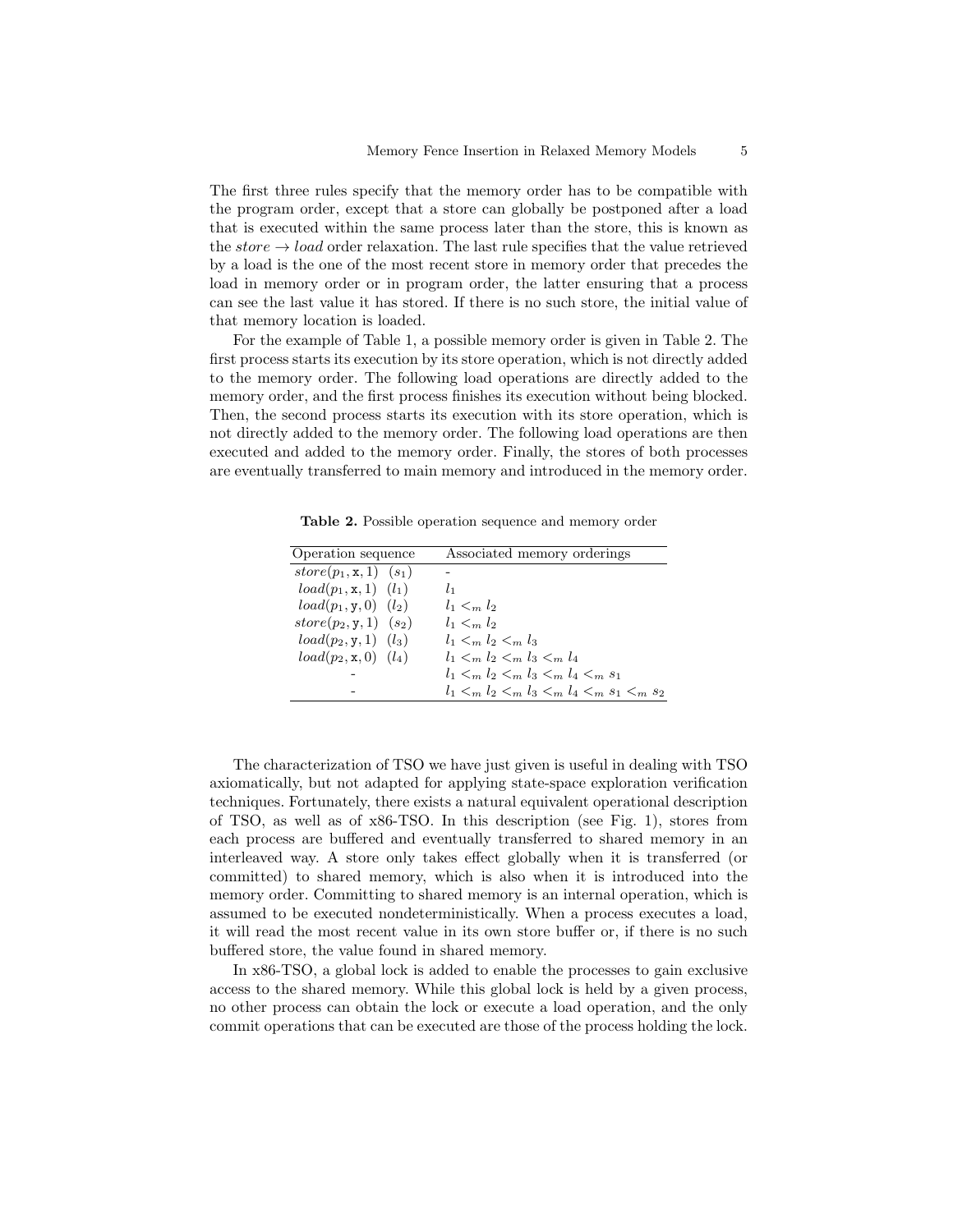The first three rules specify that the memory order has to be compatible with the program order, except that a store can globally be postponed after a load that is executed within the same process later than the store, this is known as the *store* $\rightarrow$ *load* order relaxation. The last rule specifies that the value retrieved by a load is the one of the most recent store in memory order that precedes the load in memory order or in program order, the latter ensuring that a process can see the last value it has stored. If there is no such store, the initial value of that memory location is loaded.

For the example of Table 1, a possible memory order is given in Table 2. The first process starts its execution by its store operation, which is not directly added to the memory order. The following load operations are directly added to the memory order, and the first process finishes its execution without being blocked. Then, the second process starts its execution with its store operation, which is not directly added to the memory order. The following load operations are then executed and added to the memory order. Finally, the stores of both processes are eventually transferred to main memory and introduced in the memory order.

**Table 2.** Possible operation sequence and memory order

| Operation sequence | Associated memory orderings |
|---|---|
| $store(p_1, \mathtt{x}, 1)$ $(s_1)$ | - |
| $load(p_1, \mathtt{x}, 1)$ $(l_1)$ | $l_1$ |
| $load(p_1, \mathtt{y}, 0)$ $(l_2)$ | $l_1 <_m l_2$ |
| $store(p_2, \mathtt{y}, 1)$ $(s_2)$ | $l_1 <_m l_2$ |
| $load(p_2, \mathtt{y}, 1)$ $(l_3)$ | $l_1 <_m l_2 <_m l_3$ |
| $load(p_2, \mathtt{x}, 0)$ $(l_4)$ | $l_1 <_m l_2 <_m l_3 <_m l_4$ |
| - | $l_1 <_m l_2 <_m l_3 <_m l_4 <_m s_1$ |
| - | $l_1 <_m l_2 <_m l_3 <_m l_4 <_m s_1 <_m s_2$ |

The characterization of TSO we have just given is useful in dealing with TSO axiomatically, but not adapted for applying state-space exploration verification techniques. Fortunately, there exists a natural equivalent operational description of TSO, as well as of x86-TSO. In this description (see Fig. 1), stores from each process are buffered and eventually transferred to shared memory in an interleaved way. A store only takes effect globally when it is transferred (or committed) to shared memory, which is also when it is introduced into the memory order. Committing to shared memory is an internal operation, which is assumed to be executed nondeterministically. When a process executes a load, it will read the most recent value in its own store buffer or, if there is no such buffered store, the value found in shared memory.

In x86-TSO, a global lock is added to enable the processes to gain exclusive access to the shared memory. While this global lock is held by a given process, no other process can obtain the lock or execute a load operation, and the only commit operations that can be executed are those of the process holding the lock.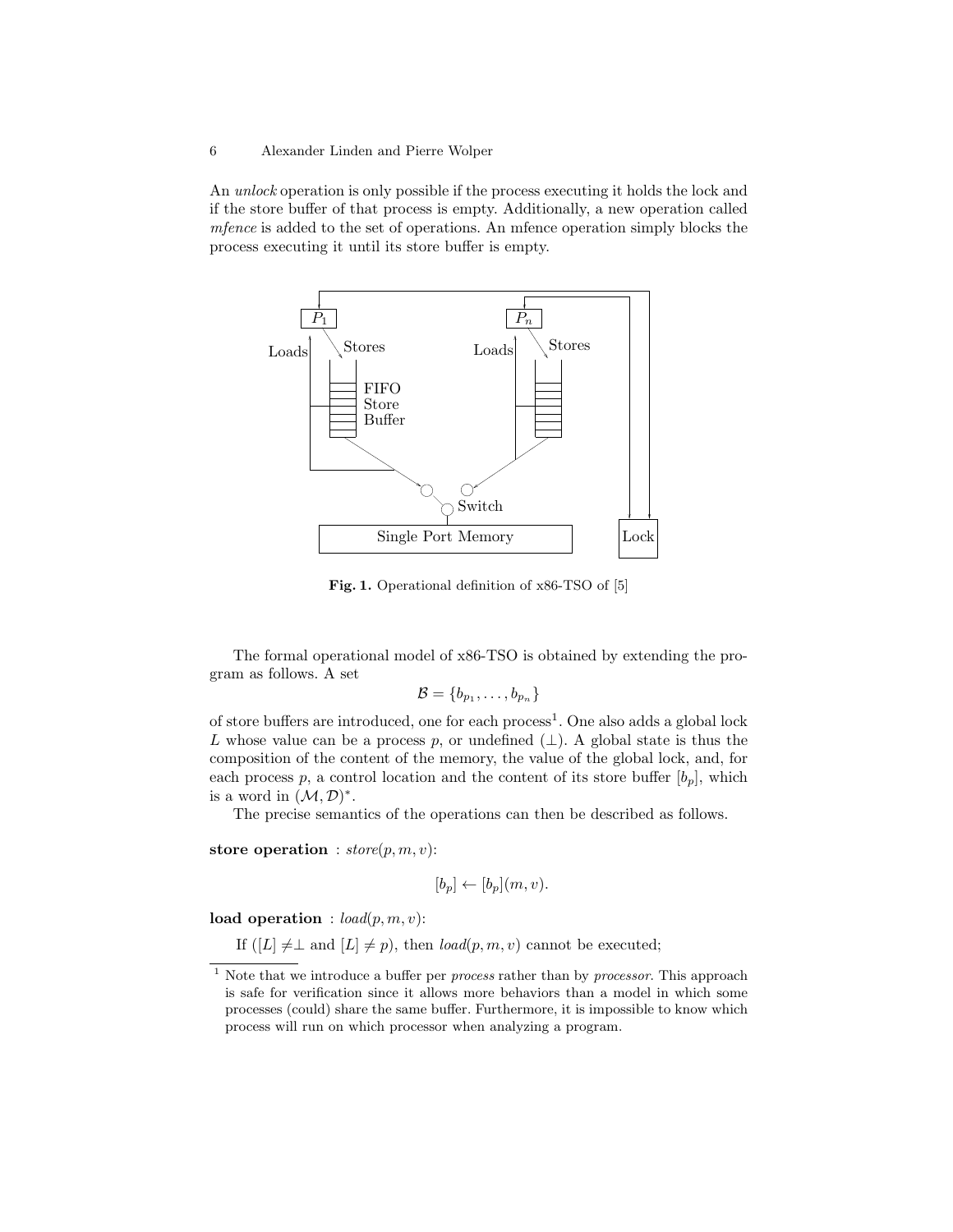An *unlock* operation is only possible if the process executing it holds the lock and if the store buffer of that process is empty. Additionally, a new operation called *mfence* is added to the set of operations. An mfence operation simply blocks the process executing it until its store buffer is empty.

**Fig. 1.** Operational definition of x86-TSO of [5]

The formal operational model of x86-TSO is obtained by extending the program as follows. A set

$$\mathcal{B} = \{b_{p_1}, \ldots, b_{p_n}\}$$

of store buffers are introduced, one for each process[1]. One also adds a global lock $L$ whose value can be a process $p$, or undefined ($\perp$). A global state is thus the composition of the content of the memory, the value of the global lock, and, for each process $p$, a control location and the content of its store buffer $[b_p]$, which is a word in $(\mathcal{M}, \mathcal{D})^*$.

The precise semantics of the operations can then be described as follows.

**store operation** : $store(p, m, v)$:

$$[b_p] \leftarrow [b_p](m, v).$$

**load operation** : $load(p, m, v)$:

If ($[L] \neq \perp$ and $[L] \neq p$), then $load(p, m, v)$ cannot be executed;

[1] Note that we introduce a buffer per *process* rather than by *processor*. This approach is safe for verification since it allows more behaviors than a model in which some processes (could) share the same buffer. Furthermore, it is impossible to know which process will run on which processor when analyzing a program.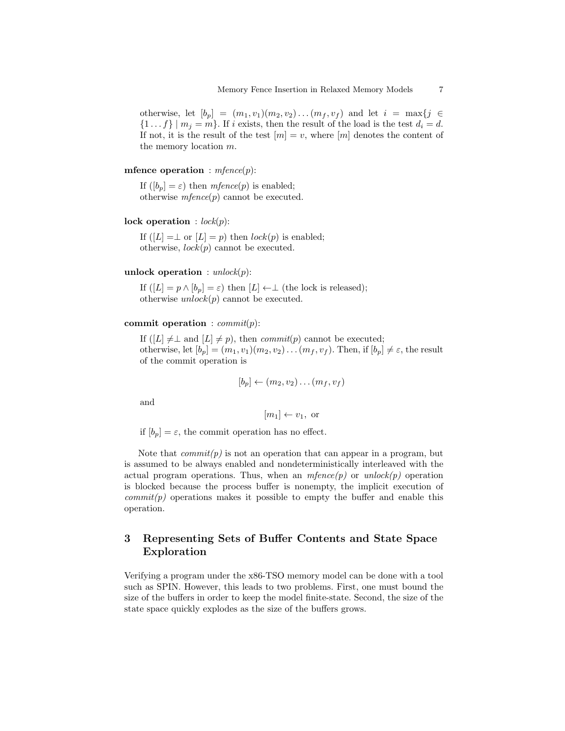otherwise, let $[b_p] = (m_1, v_1)(m_2, v_2) \dots (m_f, v_f)$ and let $i = \max\{j \in \{1 \dots f\} \mid m_j = m\}$. If $i$ exists, then the result of the load is the test $d_i = d$. If not, it is the result of the test $[m] = v$, where $[m]$ denotes the content of the memory location $m$.

**mfence operation** : *mfence*($p$):

If ($[b_p] = \varepsilon$) then *mfence*($p$) is enabled;
otherwise *mfence*($p$) cannot be executed.

**lock operation** : *lock*($p$):

If ($[L] = \perp$ or $[L] = p$) then *lock*($p$) is enabled;
otherwise, *lock*($p$) cannot be executed.

**unlock operation** : *unlock*($p$):

If ($[L] = p \wedge [b_p] = \varepsilon$) then $[L] \leftarrow \perp$ (the lock is released);
otherwise *unlock*($p$) cannot be executed.

**commit operation** : *commit*($p$):

If ($[L] \neq \perp$ and $[L] \neq p$), then *commit*($p$) cannot be executed;
otherwise, let $[b_p] = (m_1, v_1)(m_2, v_2) \dots (m_f, v_f)$. Then, if $[b_p] \neq \varepsilon$, the result of the commit operation is

$$[b_p] \leftarrow (m_2, v_2) \dots (m_f, v_f)$$

and

$$[m_1] \leftarrow v_1, \text{ or}$$

if $[b_p] = \varepsilon$, the commit operation has no effect.

Note that *commit(p)* is not an operation that can appear in a program, but is assumed to be always enabled and nondeterministically interleaved with the actual program operations. Thus, when an *mfence(p)* or *unlock(p)* operation is blocked because the process buffer is nonempty, the implicit execution of *commit(p)* operations makes it possible to empty the buffer and enable this operation.

## 3 Representing Sets of Buffer Contents and State Space Exploration

Verifying a program under the x86-TSO memory model can be done with a tool such as SPIN. However, this leads to two problems. First, one must bound the size of the buffers in order to keep the model finite-state. Second, the size of the state space quickly explodes as the size of the buffers grows.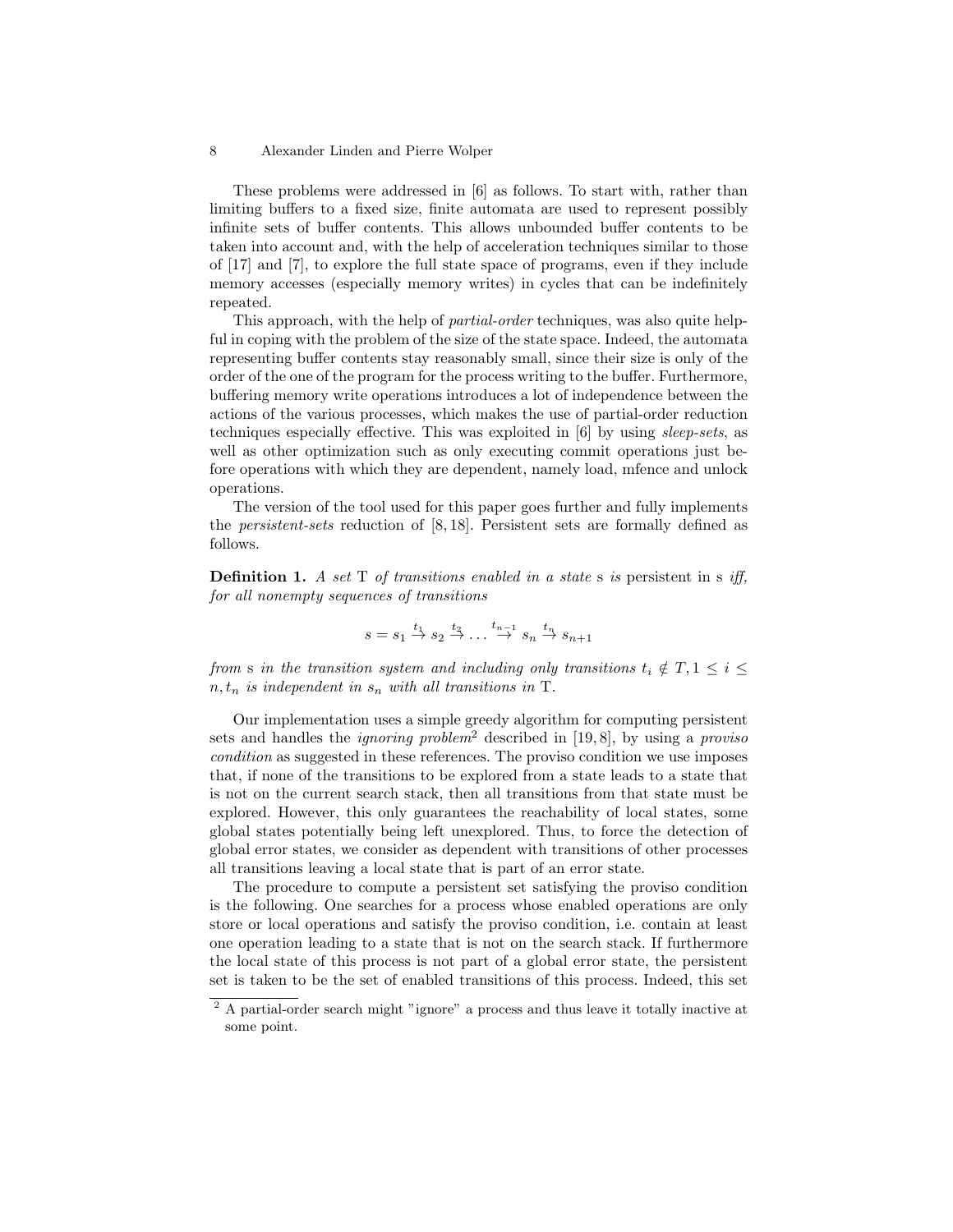These problems were addressed in [6] as follows. To start with, rather than limiting buffers to a fixed size, finite automata are used to represent possibly infinite sets of buffer contents. This allows unbounded buffer contents to be taken into account and, with the help of acceleration techniques similar to those of [17] and [7], to explore the full state space of programs, even if they include memory accesses (especially memory writes) in cycles that can be indefinitely repeated.

This approach, with the help of *partial-order* techniques, was also quite helpful in coping with the problem of the size of the state space. Indeed, the automata representing buffer contents stay reasonably small, since their size is only of the order of the one of the program for the process writing to the buffer. Furthermore, buffering memory write operations introduces a lot of independence between the actions of the various processes, which makes the use of partial-order reduction techniques especially effective. This was exploited in [6] by using *sleep-sets*, as well as other optimization such as only executing commit operations just before operations with which they are dependent, namely load, mfence and unlock operations.

The version of the tool used for this paper goes further and fully implements the *persistent-sets* reduction of [8, 18]. Persistent sets are formally defined as follows.

**Definition 1.** *A set* T *of transitions enabled in a state* s *is* persistent in s *iff, for all nonempty sequences of transitions*

$$s = s_1 \xrightarrow{t_1} s_2 \xrightarrow{t_2} \dots \xrightarrow{t_{n-1}} s_n \xrightarrow{t_n} s_{n+1}$$

*from* s *in the transition system and including only transitions $t_i \notin T, 1 \leq i \leq n, t_n$ is independent in $s_n$ with all transitions in* T.

Our implementation uses a simple greedy algorithm for computing persistent sets and handles the *ignoring problem*[2] described in [19, 8], by using a *proviso condition* as suggested in these references. The proviso condition we use imposes that, if none of the transitions to be explored from a state leads to a state that is not on the current search stack, then all transitions from that state must be explored. However, this only guarantees the reachability of local states, some global states potentially being left unexplored. Thus, to force the detection of global error states, we consider as dependent with transitions of other processes all transitions leaving a local state that is part of an error state.

The procedure to compute a persistent set satisfying the proviso condition is the following. One searches for a process whose enabled operations are only store or local operations and satisfy the proviso condition, i.e. contain at least one operation leading to a state that is not on the search stack. If furthermore the local state of this process is not part of a global error state, the persistent set is taken to be the set of enabled transitions of this process. Indeed, this set

[2] A partial-order search might "ignore" a process and thus leave it totally inactive at some point.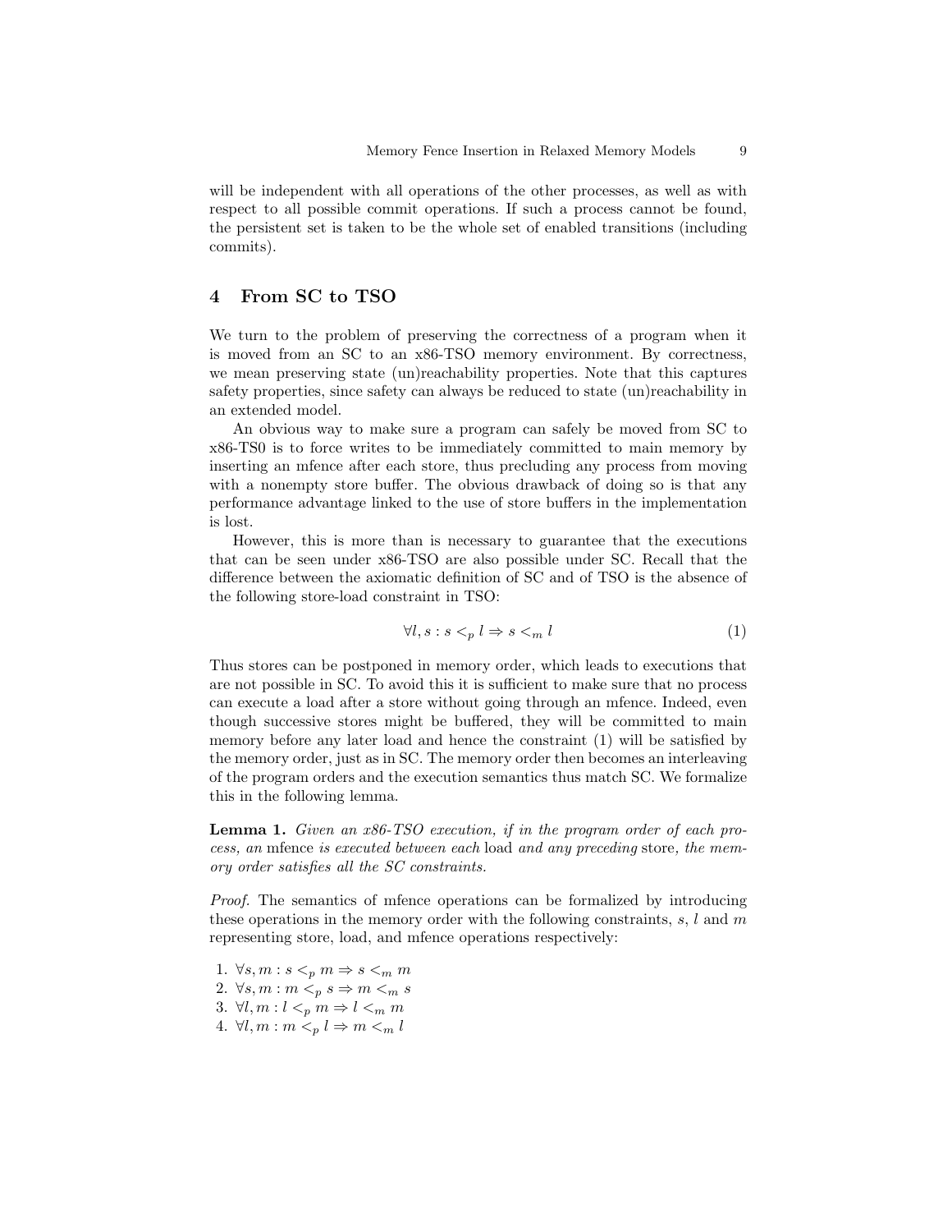will be independent with all operations of the other processes, as well as with respect to all possible commit operations. If such a process cannot be found, the persistent set is taken to be the whole set of enabled transitions (including commits).

## 4 From SC to TSO

We turn to the problem of preserving the correctness of a program when it is moved from an SC to an x86-TSO memory environment. By correctness, we mean preserving state (un)reachability properties. Note that this captures safety properties, since safety can always be reduced to state (un)reachability in an extended model.

An obvious way to make sure a program can safely be moved from SC to x86-TS0 is to force writes to be immediately committed to main memory by inserting an mfence after each store, thus precluding any process from moving with a nonempty store buffer. The obvious drawback of doing so is that any performance advantage linked to the use of store buffers in the implementation is lost.

However, this is more than is necessary to guarantee that the executions that can be seen under x86-TSO are also possible under SC. Recall that the difference between the axiomatic definition of SC and of TSO is the absence of the following store-load constraint in TSO:

$$\forall l, s : s <_p l \Rightarrow s <_m l \tag{1}$$

Thus stores can be postponed in memory order, which leads to executions that are not possible in SC. To avoid this it is sufficient to make sure that no process can execute a load after a store without going through an mfence. Indeed, even though successive stores might be buffered, they will be committed to main memory before any later load and hence the constraint (1) will be satisfied by the memory order, just as in SC. The memory order then becomes an interleaving of the program orders and the execution semantics thus match SC. We formalize this in the following lemma.

**Lemma 1.** *Given an x86-TSO execution, if in the program order of each process, an* mfence *is executed between each* load *and any preceding* store*, the memory order satisfies all the SC constraints.*

*Proof.* The semantics of mfence operations can be formalized by introducing these operations in the memory order with the following constraints, $s$, $l$ and $m$ representing store, load, and mfence operations respectively:

1. $\forall s, m : s <_p m \Rightarrow s <_m m$
2. $\forall s, m : m <_p s \Rightarrow m <_m s$
3. $\forall l, m : l <_p m \Rightarrow l <_m m$
4. $\forall l, m : m <_p l \Rightarrow m <_m l$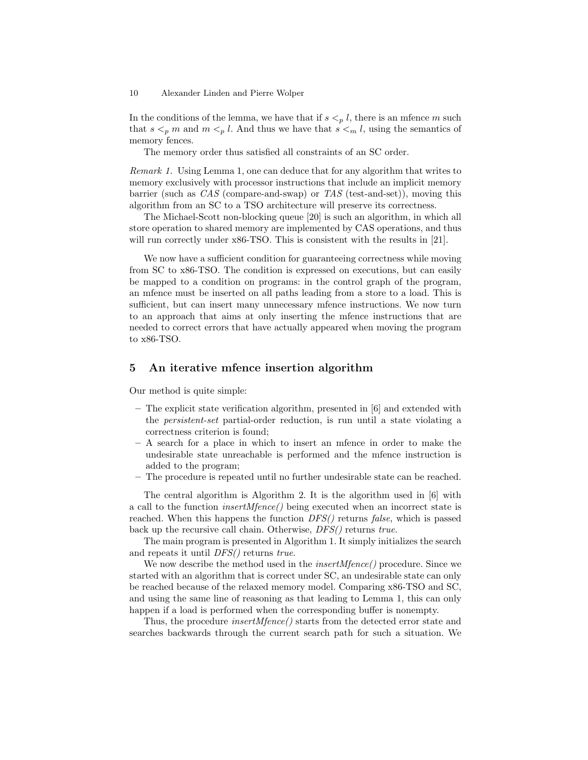In the conditions of the lemma, we have that if $s <_p l$, there is an mfence $m$ such that $s <_p m$ and $m <_p l$. And thus we have that $s <_m l$, using the semantics of memory fences.

The memory order thus satisfied all constraints of an SC order.

*Remark 1.* Using Lemma 1, one can deduce that for any algorithm that writes to memory exclusively with processor instructions that include an implicit memory barrier (such as *CAS* (compare-and-swap) or *TAS* (test-and-set)), moving this algorithm from an SC to a TSO architecture will preserve its correctness.

The Michael-Scott non-blocking queue [20] is such an algorithm, in which all store operation to shared memory are implemented by CAS operations, and thus will run correctly under x86-TSO. This is consistent with the results in [21].

We now have a sufficient condition for guaranteeing correctness while moving from SC to x86-TSO. The condition is expressed on executions, but can easily be mapped to a condition on programs: in the control graph of the program, an mfence must be inserted on all paths leading from a store to a load. This is sufficient, but can insert many unnecessary mfence instructions. We now turn to an approach that aims at only inserting the mfence instructions that are needed to correct errors that have actually appeared when moving the program to x86-TSO.

## 5 An iterative mfence insertion algorithm

Our method is quite simple:

- The explicit state verification algorithm, presented in [6] and extended with the *persistent-set* partial-order reduction, is run until a state violating a correctness criterion is found;
- A search for a place in which to insert an mfence in order to make the undesirable state unreachable is performed and the mfence instruction is added to the program;
- The procedure is repeated until no further undesirable state can be reached.

The central algorithm is Algorithm 2. It is the algorithm used in [6] with a call to the function *insertMfence()* being executed when an incorrect state is reached. When this happens the function *DFS()* returns *false*, which is passed back up the recursive call chain. Otherwise, *DFS()* returns *true*.

The main program is presented in Algorithm 1. It simply initializes the search and repeats it until *DFS()* returns *true*.

We now describe the method used in the *insertMfence()* procedure. Since we started with an algorithm that is correct under SC, an undesirable state can only be reached because of the relaxed memory model. Comparing x86-TSO and SC, and using the same line of reasoning as that leading to Lemma 1, this can only happen if a load is performed when the corresponding buffer is nonempty.

Thus, the procedure *insertMfence()* starts from the detected error state and searches backwards through the current search path for such a situation. We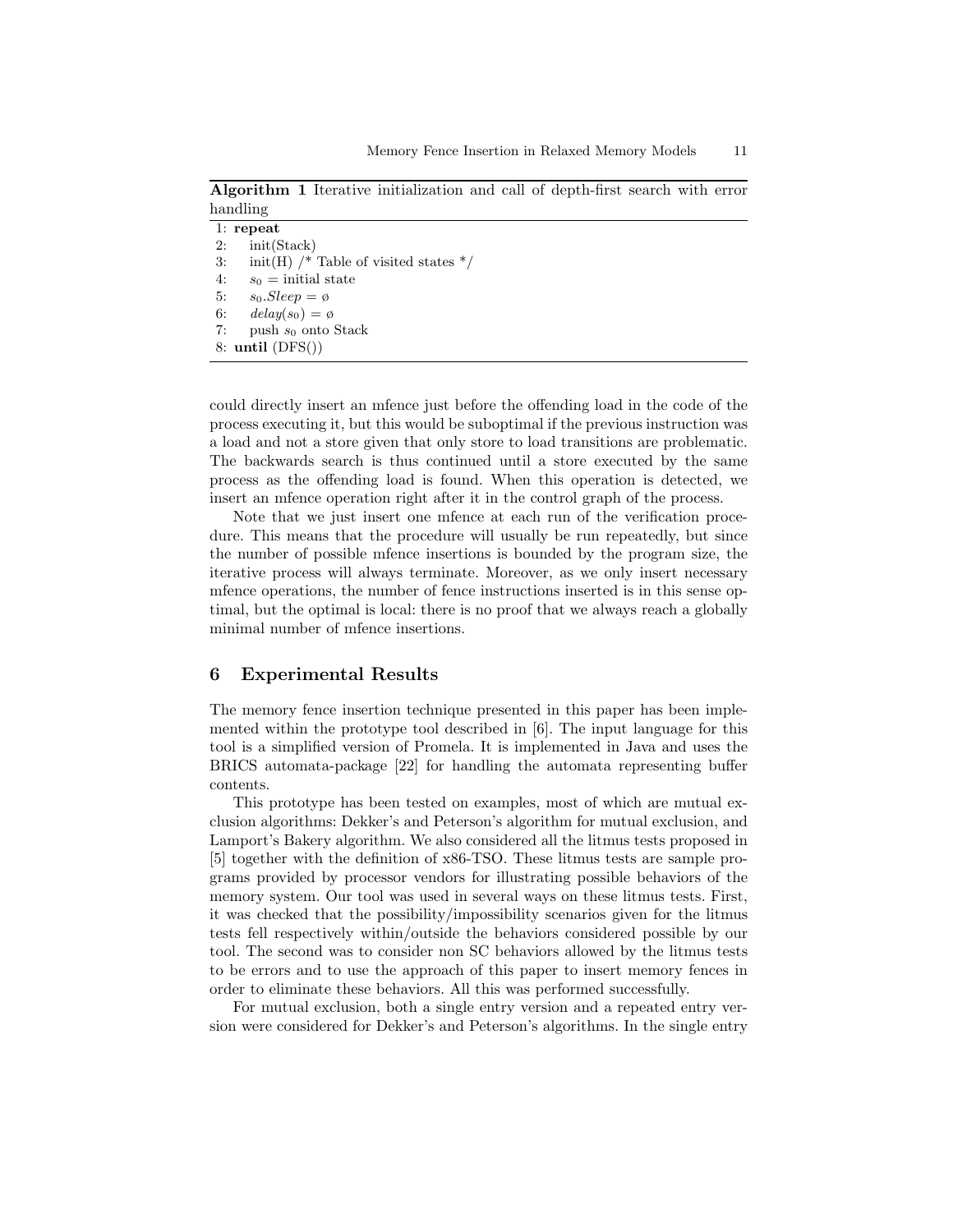**Algorithm 1** Iterative initialization and call of depth-first search with error handling

```
1: repeat
2:    init(Stack)
3:    init(H) /* Table of visited states */
4:    s_0 = initial state
5:    s_0.Sleep = ∅
6:    delay(s_0) = ∅
7:    push s_0 onto Stack
8: until (DFS())
```

could directly insert an mfence just before the offending load in the code of the process executing it, but this would be suboptimal if the previous instruction was a load and not a store given that only store to load transitions are problematic. The backwards search is thus continued until a store executed by the same process as the offending load is found. When this operation is detected, we insert an mfence operation right after it in the control graph of the process.

Note that we just insert one mfence at each run of the verification procedure. This means that the procedure will usually be run repeatedly, but since the number of possible mfence insertions is bounded by the program size, the iterative process will always terminate. Moreover, as we only insert necessary mfence operations, the number of fence instructions inserted is in this sense optimal, but the optimal is local: there is no proof that we always reach a globally minimal number of mfence insertions.

## 6 Experimental Results

The memory fence insertion technique presented in this paper has been implemented within the prototype tool described in [6]. The input language for this tool is a simplified version of Promela. It is implemented in Java and uses the BRICS automata-package [22] for handling the automata representing buffer contents.

This prototype has been tested on examples, most of which are mutual exclusion algorithms: Dekker's and Peterson's algorithm for mutual exclusion, and Lamport's Bakery algorithm. We also considered all the litmus tests proposed in [5] together with the definition of x86-TSO. These litmus tests are sample programs provided by processor vendors for illustrating possible behaviors of the memory system. Our tool was used in several ways on these litmus tests. First, it was checked that the possibility/impossibility scenarios given for the litmus tests fell respectively within/outside the behaviors considered possible by our tool. The second was to consider non SC behaviors allowed by the litmus tests to be errors and to use the approach of this paper to insert memory fences in order to eliminate these behaviors. All this was performed successfully.

For mutual exclusion, both a single entry version and a repeated entry version were considered for Dekker's and Peterson's algorithms. In the single entry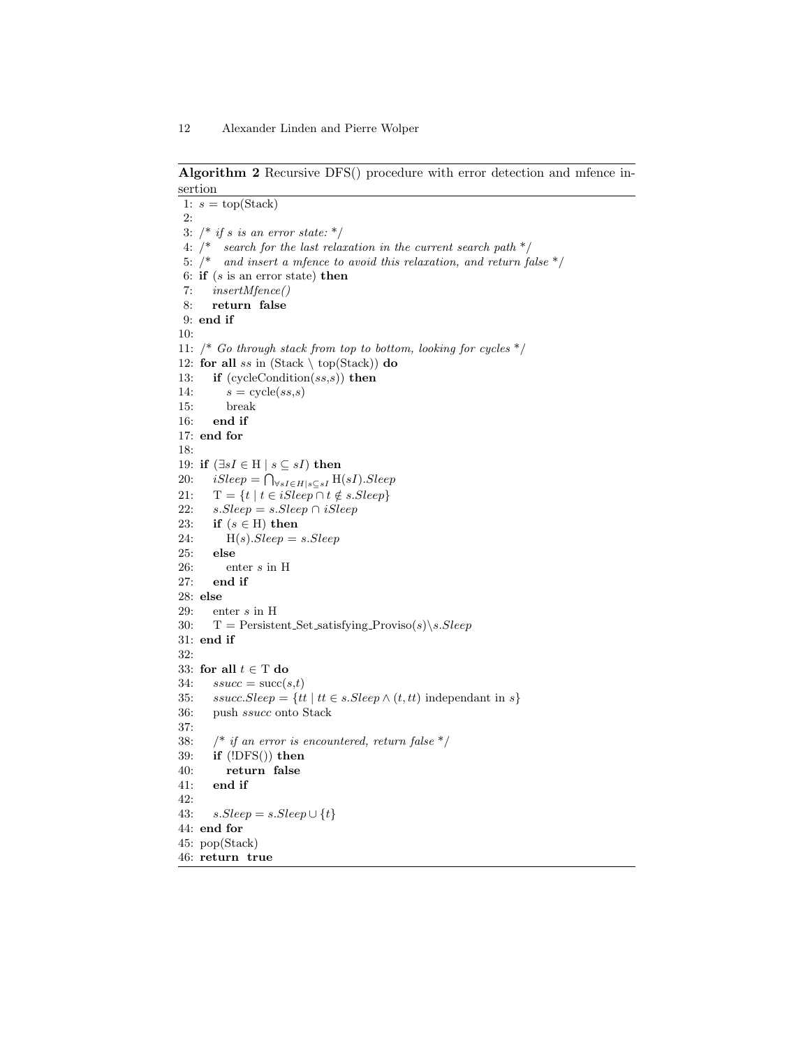**Algorithm 2** Recursive DFS() procedure with error detection and mfence insertion

```
1:  s = top(Stack)
2:
3:  /* if s is an error state: */
4:  /*   search for the last relaxation in the current search path */
5:  /*   and insert a mfence to avoid this relaxation, and return false */
6:  if (s is an error state) then
7:     insertMfence()
8:     return false
9:  end if
10:
11: /* Go through stack from top to bottom, looking for cycles */
12: for all ss in (Stack \ top(Stack)) do
13:    if (cycleCondition(ss,s)) then
14:       s = cycle(ss,s)
15:       break
16:    end if
17: end for
18:
19: if (∃sI ∈ H | s ⊆ sI) then
20:    iSleep = ⋂_{∀sI∈H|s⊆sI} H(sI).Sleep
21:    T = {t | t ∈ iSleep ∩ t ∉ s.Sleep}
22:    s.Sleep = s.Sleep ∩ iSleep
23:    if (s ∈ H) then
24:       H(s).Sleep = s.Sleep
25:    else
26:       enter s in H
27:    end if
28: else
29:    enter s in H
30:    T = Persistent_Set_satisfying_Proviso(s)\s.Sleep
31: end if
32:
33: for all t ∈ T do
34:    ssucc = succ(s,t)
35:    ssucc.Sleep = {tt | tt ∈ s.Sleep ∧ (t, tt) independant in s}
36:    push ssucc onto Stack
37:
38:    /* if an error is encountered, return false */
39:    if (!DFS()) then
40:       return false
41:    end if
42:
43:    s.Sleep = s.Sleep ∪ {t}
44: end for
45: pop(Stack)
46: return true
```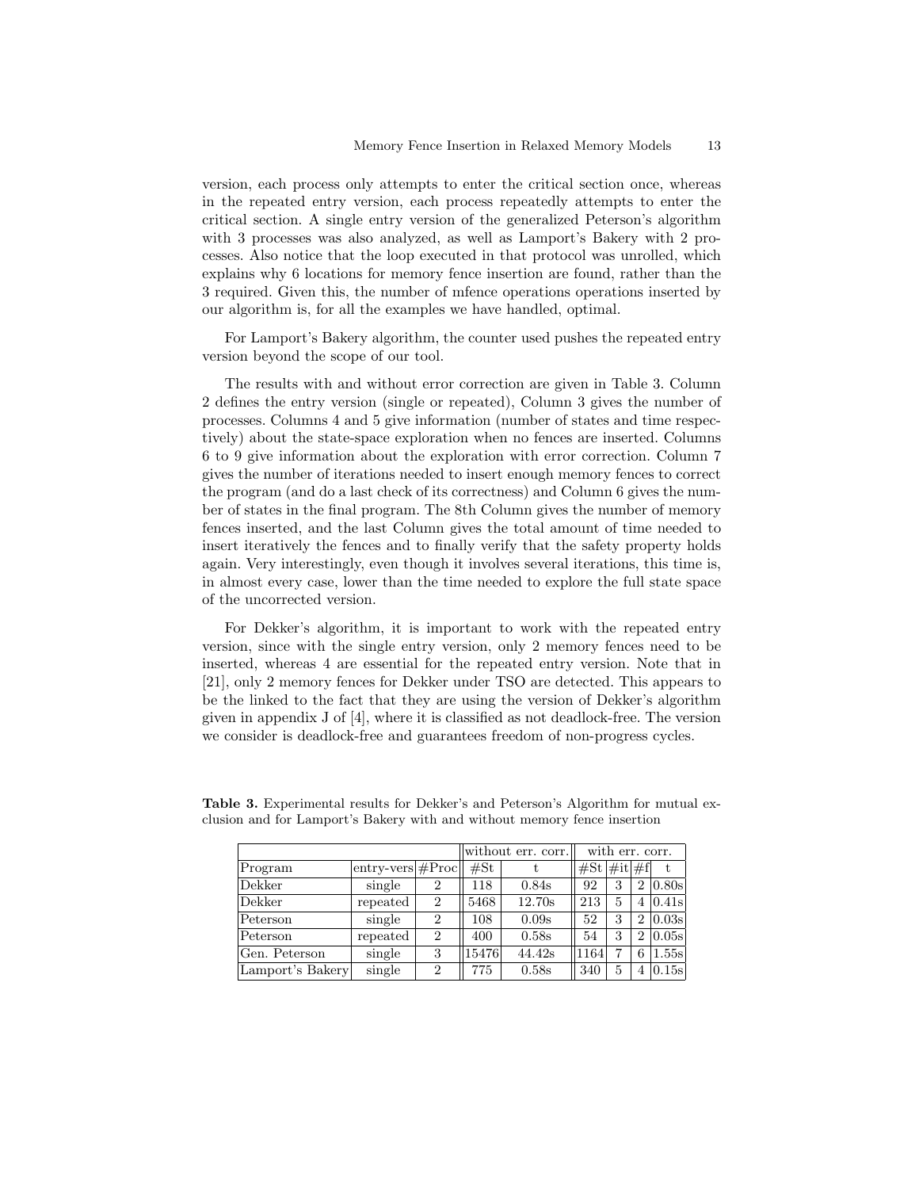version, each process only attempts to enter the critical section once, whereas in the repeated entry version, each process repeatedly attempts to enter the critical section. A single entry version of the generalized Peterson's algorithm with 3 processes was also analyzed, as well as Lamport's Bakery with 2 processes. Also notice that the loop executed in that protocol was unrolled, which explains why 6 locations for memory fence insertion are found, rather than the 3 required. Given this, the number of mfence operations operations inserted by our algorithm is, for all the examples we have handled, optimal.

For Lamport's Bakery algorithm, the counter used pushes the repeated entry version beyond the scope of our tool.

The results with and without error correction are given in Table 3. Column 2 defines the entry version (single or repeated), Column 3 gives the number of processes. Columns 4 and 5 give information (number of states and time respectively) about the state-space exploration when no fences are inserted. Columns 6 to 9 give information about the exploration with error correction. Column 7 gives the number of iterations needed to insert enough memory fences to correct the program (and do a last check of its correctness) and Column 6 gives the number of states in the final program. The 8th Column gives the number of memory fences inserted, and the last Column gives the total amount of time needed to insert iteratively the fences and to finally verify that the safety property holds again. Very interestingly, even though it involves several iterations, this time is, in almost every case, lower than the time needed to explore the full state space of the uncorrected version.

For Dekker's algorithm, it is important to work with the repeated entry version, since with the single entry version, only 2 memory fences need to be inserted, whereas 4 are essential for the repeated entry version. Note that in [21], only 2 memory fences for Dekker under TSO are detected. This appears to be the linked to the fact that they are using the version of Dekker's algorithm given in appendix J of [4], where it is classified as not deadlock-free. The version we consider is deadlock-free and guarantees freedom of non-progress cycles.

**Table 3.** Experimental results for Dekker's and Peterson's Algorithm for mutual exclusion and for Lamport's Bakery with and without memory fence insertion

| | | | without err. corr. | | with err. corr. | | | |
|---|---|---|---|---|---|---|---|---|
| Program | entry-vers | #Proc | #St | t | #St | #it | #f | t |
| Dekker | single | 2 | 118 | 0.84s | 92 | 3 | 2 | 0.80s |
| Dekker | repeated | 2 | 5468 | 12.70s | 213 | 5 | 4 | 0.41s |
| Peterson | single | 2 | 108 | 0.09s | 52 | 3 | 2 | 0.03s |
| Peterson | repeated | 2 | 400 | 0.58s | 54 | 3 | 2 | 0.05s |
| Gen. Peterson | single | 3 | 15476 | 44.42s | 1164 | 7 | 6 | 1.55s |
| Lamport's Bakery | single | 2 | 775 | 0.58s | 340 | 5 | 4 | 0.15s |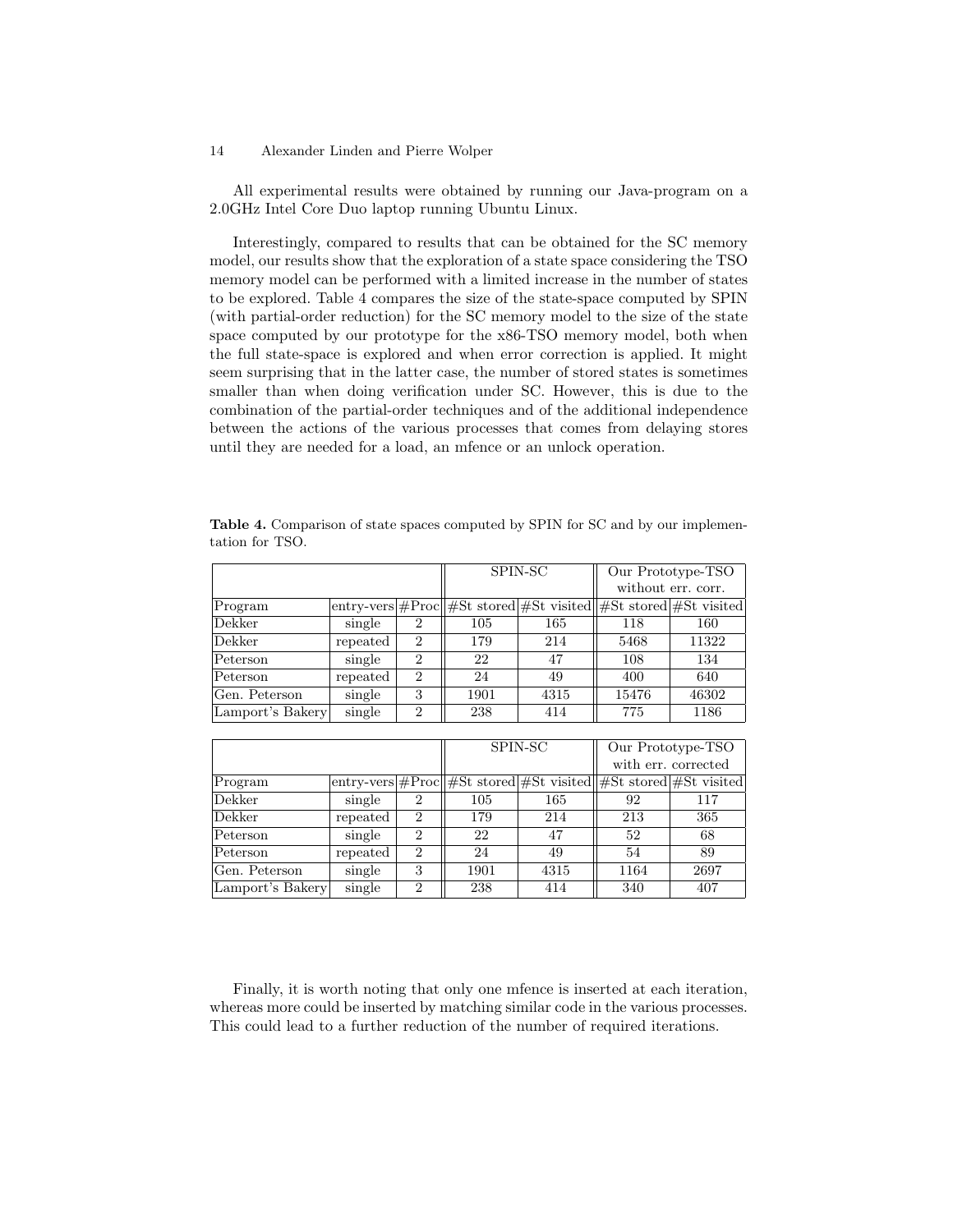All experimental results were obtained by running our Java-program on a 2.0GHz Intel Core Duo laptop running Ubuntu Linux.

Interestingly, compared to results that can be obtained for the SC memory model, our results show that the exploration of a state space considering the TSO memory model can be performed with a limited increase in the number of states to be explored. Table 4 compares the size of the state-space computed by SPIN (with partial-order reduction) for the SC memory model to the size of the state space computed by our prototype for the x86-TSO memory model, both when the full state-space is explored and when error correction is applied. It might seem surprising that in the latter case, the number of stored states is sometimes smaller than when doing verification under SC. However, this is due to the combination of the partial-order techniques and of the additional independence between the actions of the various processes that comes from delaying stores until they are needed for a load, an mfence or an unlock operation.

**Table 4.** Comparison of state spaces computed by SPIN for SC and by our implementation for TSO.

| | | | SPIN-SC | | Our Prototype-TSO without err. corr. | |
|---|---|---|---|---|---|---|
| Program | entry-vers | #Proc | #St stored | #St visited | #St stored | #St visited |
| Dekker | single | 2 | 105 | 165 | 118 | 160 |
| Dekker | repeated | 2 | 179 | 214 | 5468 | 11322 |
| Peterson | single | 2 | 22 | 47 | 108 | 134 |
| Peterson | repeated | 2 | 24 | 49 | 400 | 640 |
| Gen. Peterson | single | 3 | 1901 | 4315 | 15476 | 46302 |
| Lamport's Bakery | single | 2 | 238 | 414 | 775 | 1186 |

| | | | SPIN-SC | | Our Prototype-TSO with err. corrected | |
|---|---|---|---|---|---|---|
| Program | entry-vers | #Proc | #St stored | #St visited | #St stored | #St visited |
| Dekker | single | 2 | 105 | 165 | 92 | 117 |
| Dekker | repeated | 2 | 179 | 214 | 213 | 365 |
| Peterson | single | 2 | 22 | 47 | 52 | 68 |
| Peterson | repeated | 2 | 24 | 49 | 54 | 89 |
| Gen. Peterson | single | 3 | 1901 | 4315 | 1164 | 2697 |
| Lamport's Bakery | single | 2 | 238 | 414 | 340 | 407 |

Finally, it is worth noting that only one mfence is inserted at each iteration, whereas more could be inserted by matching similar code in the various processes. This could lead to a further reduction of the number of required iterations.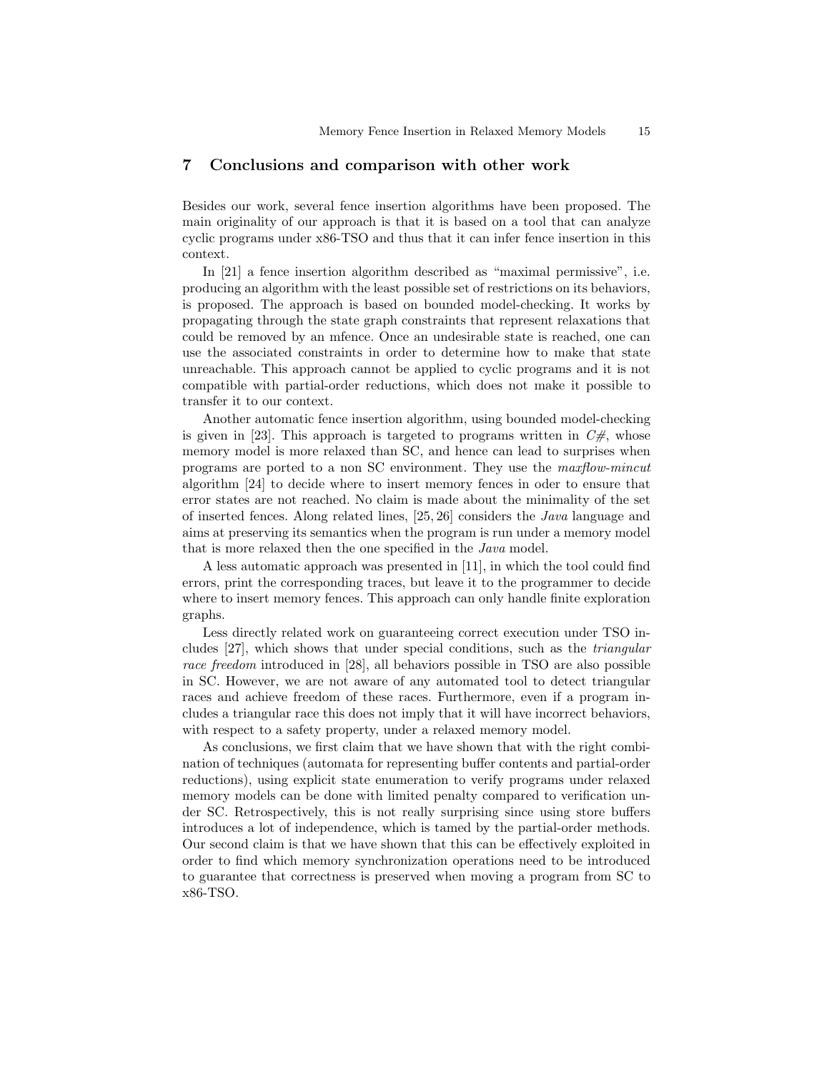## 7 Conclusions and comparison with other work

Besides our work, several fence insertion algorithms have been proposed. The main originality of our approach is that it is based on a tool that can analyze cyclic programs under x86-TSO and thus that it can infer fence insertion in this context.

In [21] a fence insertion algorithm described as "maximal permissive", i.e. producing an algorithm with the least possible set of restrictions on its behaviors, is proposed. The approach is based on bounded model-checking. It works by propagating through the state graph constraints that represent relaxations that could be removed by an mfence. Once an undesirable state is reached, one can use the associated constraints in order to determine how to make that state unreachable. This approach cannot be applied to cyclic programs and it is not compatible with partial-order reductions, which does not make it possible to transfer it to our context.

Another automatic fence insertion algorithm, using bounded model-checking is given in [23]. This approach is targeted to programs written in *C#*, whose memory model is more relaxed than SC, and hence can lead to surprises when programs are ported to a non SC environment. They use the *maxflow-mincut* algorithm [24] to decide where to insert memory fences in oder to ensure that error states are not reached. No claim is made about the minimality of the set of inserted fences. Along related lines, [25, 26] considers the *Java* language and aims at preserving its semantics when the program is run under a memory model that is more relaxed then the one specified in the *Java* model.

A less automatic approach was presented in [11], in which the tool could find errors, print the corresponding traces, but leave it to the programmer to decide where to insert memory fences. This approach can only handle finite exploration graphs.

Less directly related work on guaranteeing correct execution under TSO includes [27], which shows that under special conditions, such as the *triangular race freedom* introduced in [28], all behaviors possible in TSO are also possible in SC. However, we are not aware of any automated tool to detect triangular races and achieve freedom of these races. Furthermore, even if a program includes a triangular race this does not imply that it will have incorrect behaviors, with respect to a safety property, under a relaxed memory model.

As conclusions, we first claim that we have shown that with the right combination of techniques (automata for representing buffer contents and partial-order reductions), using explicit state enumeration to verify programs under relaxed memory models can be done with limited penalty compared to verification under SC. Retrospectively, this is not really surprising since using store buffers introduces a lot of independence, which is tamed by the partial-order methods. Our second claim is that we have shown that this can be effectively exploited in order to find which memory synchronization operations need to be introduced to guarantee that correctness is preserved when moving a program from SC to x86-TSO.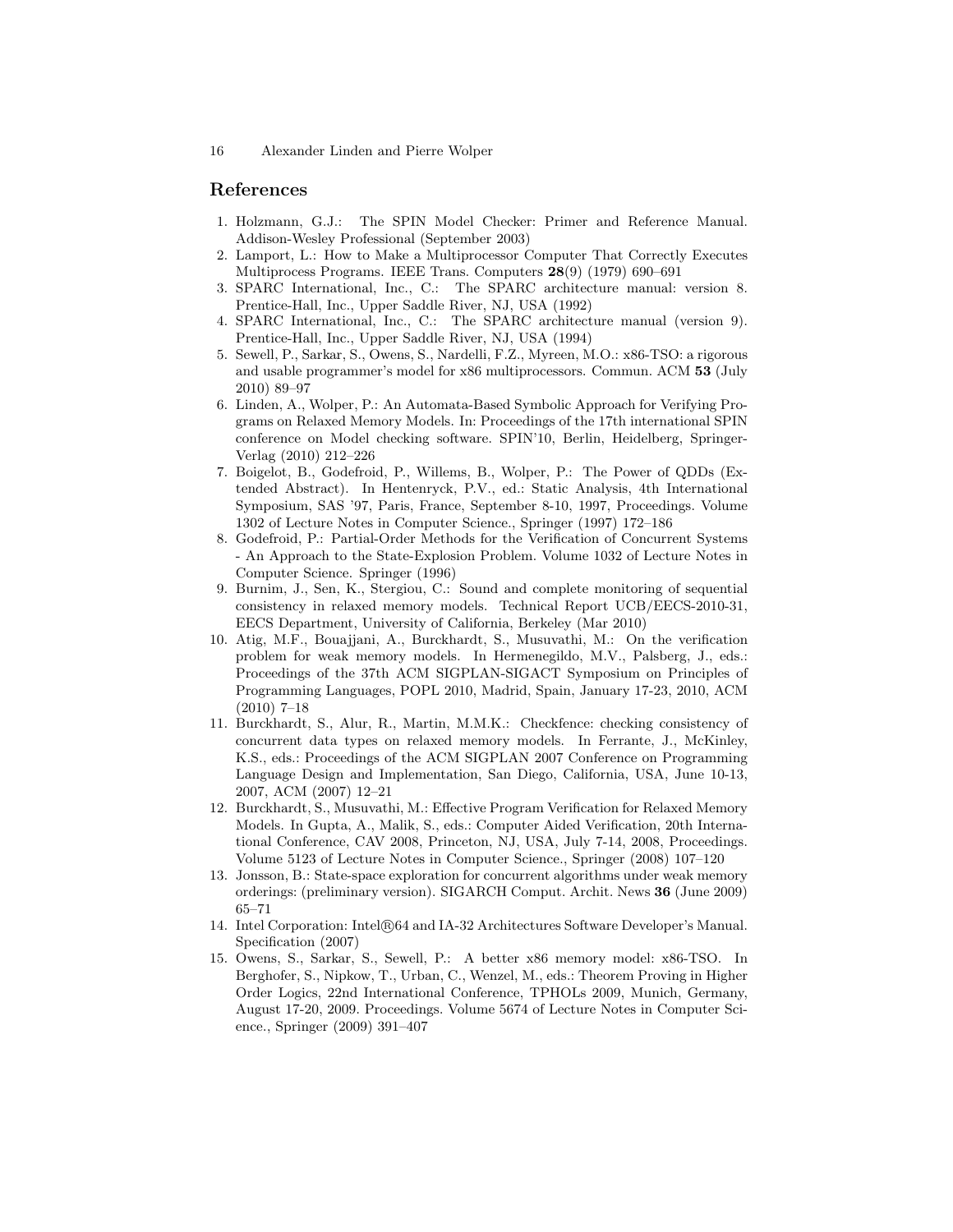## References

1. Holzmann, G.J.: The SPIN Model Checker: Primer and Reference Manual. Addison-Wesley Professional (September 2003)
2. Lamport, L.: How to Make a Multiprocessor Computer That Correctly Executes Multiprocess Programs. IEEE Trans. Computers **28**(9) (1979) 690–691
3. SPARC International, Inc., C.: The SPARC architecture manual: version 8. Prentice-Hall, Inc., Upper Saddle River, NJ, USA (1992)
4. SPARC International, Inc., C.: The SPARC architecture manual (version 9). Prentice-Hall, Inc., Upper Saddle River, NJ, USA (1994)
5. Sewell, P., Sarkar, S., Owens, S., Nardelli, F.Z., Myreen, M.O.: x86-TSO: a rigorous and usable programmer's model for x86 multiprocessors. Commun. ACM **53** (July 2010) 89–97
6. Linden, A., Wolper, P.: An Automata-Based Symbolic Approach for Verifying Programs on Relaxed Memory Models. In: Proceedings of the 17th international SPIN conference on Model checking software. SPIN'10, Berlin, Heidelberg, Springer-Verlag (2010) 212–226
7. Boigelot, B., Godefroid, P., Willems, B., Wolper, P.: The Power of QDDs (Extended Abstract). In Hentenryck, P.V., ed.: Static Analysis, 4th International Symposium, SAS '97, Paris, France, September 8-10, 1997, Proceedings. Volume 1302 of Lecture Notes in Computer Science., Springer (1997) 172–186
8. Godefroid, P.: Partial-Order Methods for the Verification of Concurrent Systems - An Approach to the State-Explosion Problem. Volume 1032 of Lecture Notes in Computer Science. Springer (1996)
9. Burnim, J., Sen, K., Stergiou, C.: Sound and complete monitoring of sequential consistency in relaxed memory models. Technical Report UCB/EECS-2010-31, EECS Department, University of California, Berkeley (Mar 2010)
10. Atig, M.F., Bouajjani, A., Burckhardt, S., Musuvathi, M.: On the verification problem for weak memory models. In Hermenegildo, M.V., Palsberg, J., eds.: Proceedings of the 37th ACM SIGPLAN-SIGACT Symposium on Principles of Programming Languages, POPL 2010, Madrid, Spain, January 17-23, 2010, ACM (2010) 7–18
11. Burckhardt, S., Alur, R., Martin, M.M.K.: Checkfence: checking consistency of concurrent data types on relaxed memory models. In Ferrante, J., McKinley, K.S., eds.: Proceedings of the ACM SIGPLAN 2007 Conference on Programming Language Design and Implementation, San Diego, California, USA, June 10-13, 2007, ACM (2007) 12–21
12. Burckhardt, S., Musuvathi, M.: Effective Program Verification for Relaxed Memory Models. In Gupta, A., Malik, S., eds.: Computer Aided Verification, 20th International Conference, CAV 2008, Princeton, NJ, USA, July 7-14, 2008, Proceedings. Volume 5123 of Lecture Notes in Computer Science., Springer (2008) 107–120
13. Jonsson, B.: State-space exploration for concurrent algorithms under weak memory orderings: (preliminary version). SIGARCH Comput. Archit. News **36** (June 2009) 65–71
14. Intel Corporation: Intel®64 and IA-32 Architectures Software Developer's Manual. Specification (2007)
15. Owens, S., Sarkar, S., Sewell, P.: A better x86 memory model: x86-TSO. In Berghofer, S., Nipkow, T., Urban, C., Wenzel, M., eds.: Theorem Proving in Higher Order Logics, 22nd International Conference, TPHOLs 2009, Munich, Germany, August 17-20, 2009. Proceedings. Volume 5674 of Lecture Notes in Computer Science., Springer (2009) 391–407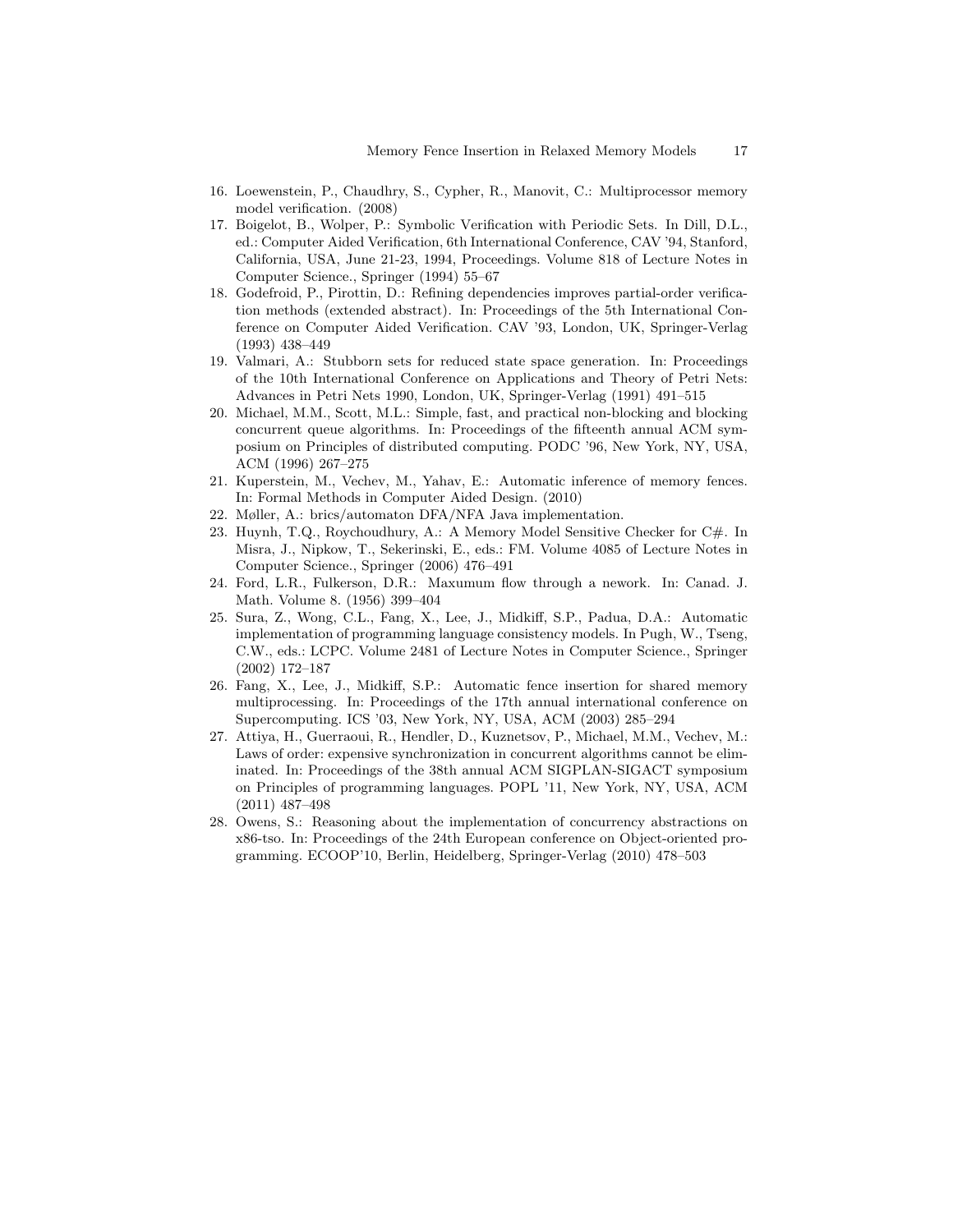16. Loewenstein, P., Chaudhry, S., Cypher, R., Manovit, C.: Multiprocessor memory model verification. (2008)
17. Boigelot, B., Wolper, P.: Symbolic Verification with Periodic Sets. In Dill, D.L., ed.: Computer Aided Verification, 6th International Conference, CAV '94, Stanford, California, USA, June 21-23, 1994, Proceedings. Volume 818 of Lecture Notes in Computer Science., Springer (1994) 55–67
18. Godefroid, P., Pirottin, D.: Refining dependencies improves partial-order verification methods (extended abstract). In: Proceedings of the 5th International Conference on Computer Aided Verification. CAV '93, London, UK, Springer-Verlag (1993) 438–449
19. Valmari, A.: Stubborn sets for reduced state space generation. In: Proceedings of the 10th International Conference on Applications and Theory of Petri Nets: Advances in Petri Nets 1990, London, UK, Springer-Verlag (1991) 491–515
20. Michael, M.M., Scott, M.L.: Simple, fast, and practical non-blocking and blocking concurrent queue algorithms. In: Proceedings of the fifteenth annual ACM symposium on Principles of distributed computing. PODC '96, New York, NY, USA, ACM (1996) 267–275
21. Kuperstein, M., Vechev, M., Yahav, E.: Automatic inference of memory fences. In: Formal Methods in Computer Aided Design. (2010)
22. Møller, A.: brics/automaton DFA/NFA Java implementation.
23. Huynh, T.Q., Roychoudhury, A.: A Memory Model Sensitive Checker for C#. In Misra, J., Nipkow, T., Sekerinski, E., eds.: FM. Volume 4085 of Lecture Notes in Computer Science., Springer (2006) 476–491
24. Ford, L.R., Fulkerson, D.R.: Maxumum flow through a nework. In: Canad. J. Math. Volume 8. (1956) 399–404
25. Sura, Z., Wong, C.L., Fang, X., Lee, J., Midkiff, S.P., Padua, D.A.: Automatic implementation of programming language consistency models. In Pugh, W., Tseng, C.W., eds.: LCPC. Volume 2481 of Lecture Notes in Computer Science., Springer (2002) 172–187
26. Fang, X., Lee, J., Midkiff, S.P.: Automatic fence insertion for shared memory multiprocessing. In: Proceedings of the 17th annual international conference on Supercomputing. ICS '03, New York, NY, USA, ACM (2003) 285–294
27. Attiya, H., Guerraoui, R., Hendler, D., Kuznetsov, P., Michael, M.M., Vechev, M.: Laws of order: expensive synchronization in concurrent algorithms cannot be eliminated. In: Proceedings of the 38th annual ACM SIGPLAN-SIGACT symposium on Principles of programming languages. POPL '11, New York, NY, USA, ACM (2011) 487–498
28. Owens, S.: Reasoning about the implementation of concurrency abstractions on x86-tso. In: Proceedings of the 24th European conference on Object-oriented programming. ECOOP'10, Berlin, Heidelberg, Springer-Verlag (2010) 478–503